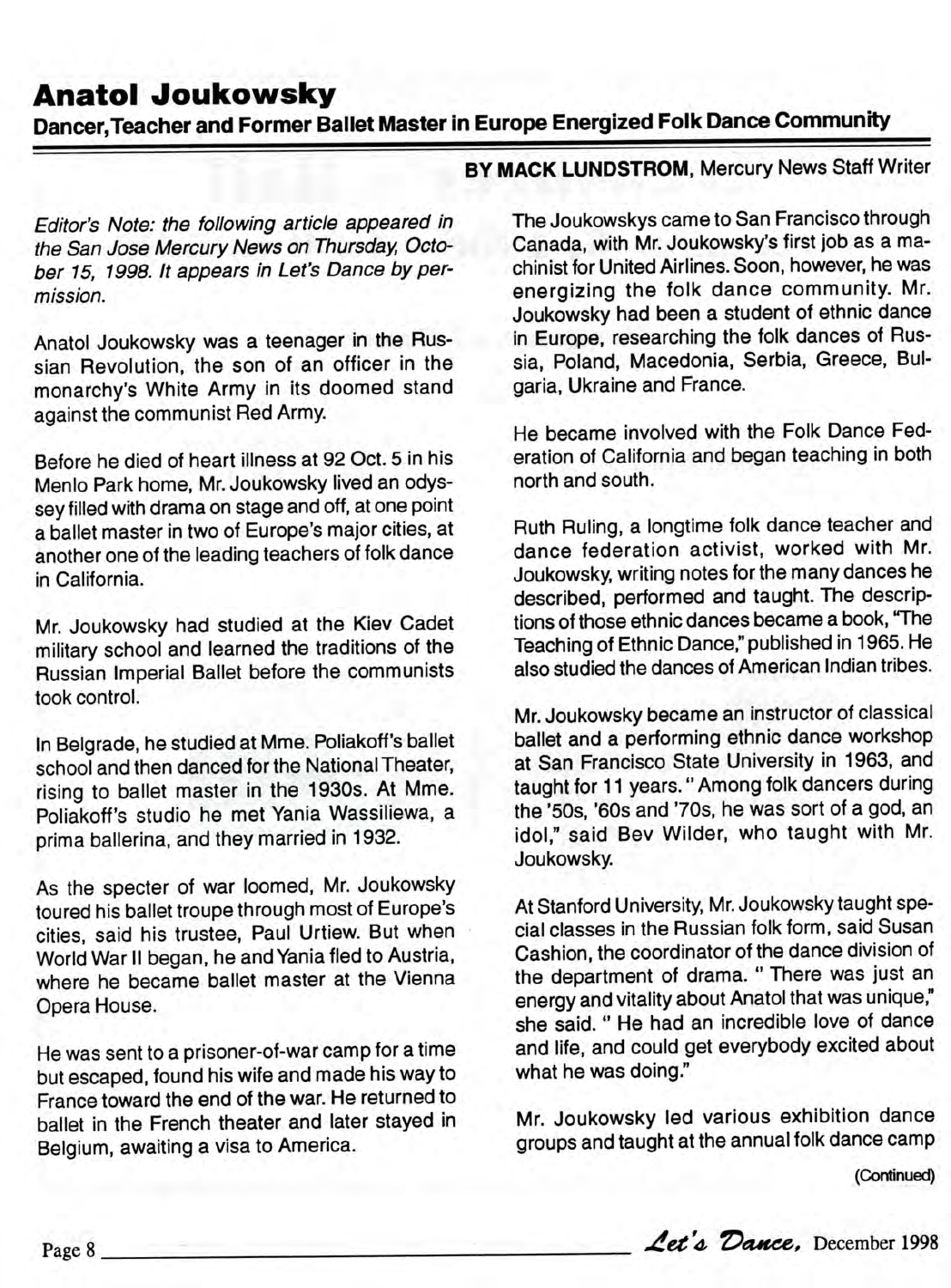# Anatol Joukowsky

## Dancer, Teacher and Former Ballet Master in Europe Energized Folk Dance Community

**BY MACK LUNDSTROM**, Mercury News Staff Writer

*Editor's Note: the following article appeared in the San Jose Mercury News on Thursday, October 15, 1998. It appears in Let's Dance by permission.*

Anatol Joukowsky was a teenager in the Russian Revolution, the son of an officer in the monarchy's White Army in its doomed stand against the communist Red Army.

Before he died of heart illness at 92 Oct. 5 in his Menlo Park home, Mr. Joukowsky lived an odyssey filled with drama on stage and off, at one point a ballet master in two of Europe's major cities, at another one of the leading teachers of folk dance in California.

Mr. Joukowsky had studied at the Kiev Cadet military school and learned the traditions of the Russian Imperial Ballet before the communists took control.

In Belgrade, he studied at Mme. Poliakoff's ballet school and then danced for the National Theater, rising to ballet master in the 1930s. At Mme. Poliakoff's studio he met Yania Wassiliewa, a prima ballerina, and they married in 1932.

As the specter of war loomed, Mr. Joukowsky toured his ballet troupe through most of Europe's cities, said his trustee, Paul Urtiew. But when World War II began, he and Yania fled to Austria, where he became ballet master at the Vienna Opera House.

He was sent to a prisoner-of-war camp for a time but escaped, found his wife and made his way to France toward the end of the war. He returned to ballet in the French theater and later stayed in Belgium, awaiting a visa to America.

The Joukowskys came to San Francisco through Canada, with Mr. Joukowsky's first job as a machinist for United Airlines. Soon, however, he was energizing the folk dance community. Mr. Joukowsky had been a student of ethnic dance in Europe, researching the folk dances of Russia, Poland, Macedonia, Serbia, Greece, Bulgaria, Ukraine and France.

He became involved with the Folk Dance Federation of California and began teaching in both north and south.

Ruth Ruling, a longtime folk dance teacher and dance federation activist, worked with Mr. Joukowsky, writing notes for the many dances he described, performed and taught. The descriptions of those ethnic dances became a book, "The Teaching of Ethnic Dance," published in 1965. He also studied the dances of American Indian tribes.

Mr. Joukowsky became an instructor of classical ballet and a performing ethnic dance workshop at San Francisco State University in 1963, and taught for 11 years. "Among folk dancers during the '50s, '60s and '70s, he was sort of a god, an idol," said Bev Wilder, who taught with Mr. Joukowsky.

At Stanford University, Mr. Joukowsky taught special classes in the Russian folk form, said Susan Cashion, the coordinator of the dance division of the department of drama. "There was just an energy and vitality about Anatol that was unique," she said. "He had an incredible love of dance and life, and could get everybody excited about what he was doing."

Mr. Joukowsky led various exhibition dance groups and taught at the annual folk dance camp

(Continued)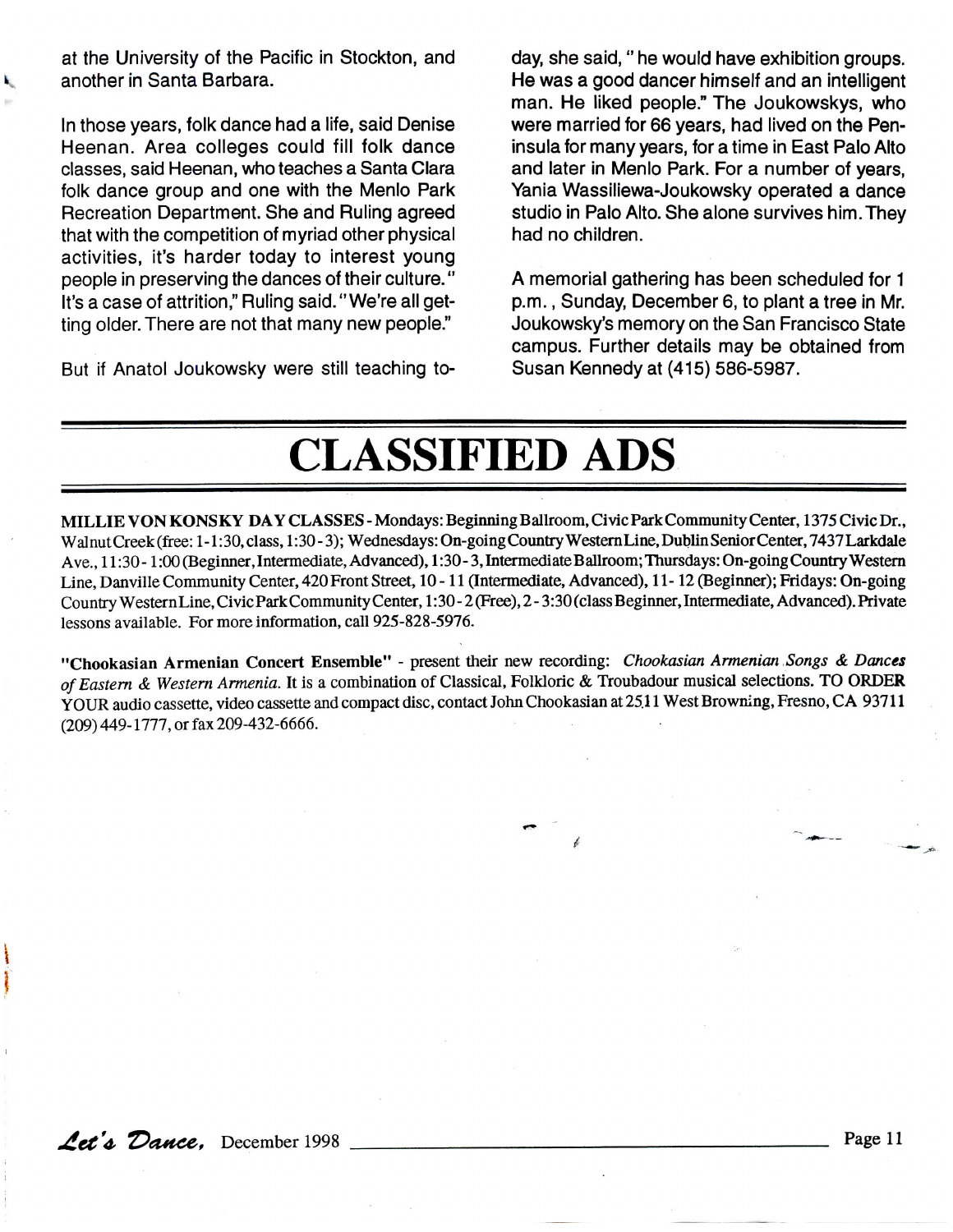at the University of the Pacific in Stockton, and another in Santa Barbara.

In those years, folk dance had a life, said Denise Heenan. Area colleges could fill folk dance classes, said Heenan, who teaches a Santa Clara folk dance group and one with the Menlo Park Recreation Department. She and Ruling agreed that with the competition of myriad other physical activities, it's harder today to interest young people in preserving the dances of their culture. " It's a case of attrition," Ruling said. "We're all getting older. There are not that many new people."

But if Anatol Joukowsky were still teaching today, she said, " he would have exhibition groups. He was a good dancer himself and an intelligent man. He liked people." The Joukowskys, who were married for 66 years, had lived on the Peninsula for many years, for a time in East Palo Alto and later in Menlo Park. For a number of years, Yania Wassiliewa-Joukowsky operated a dance studio in Palo Alto. She alone survives him. They had no children.

A memorial gathering has been scheduled for 1 p.m., Sunday, December 6, to plant a tree in Mr. Joukowsky's memory on the San Francisco State campus. Further details may be obtained from Susan Kennedy at (415) 586-5987.

# CLASSIFIED ADS

**MILLIE VON KONSKY DAY CLASSES** - Mondays: Beginning Ballroom, Civic Park Community Center, 1375 Civic Dr., Walnut Creek (free: 1-1:30, class, 1:30 - 3); Wednesdays: On-going Country Western Line, Dublin Senior Center, 7437 Larkdale Ave., 11:30 - 1:00 (Beginner, Intermediate, Advanced), 1:30 - 3, Intermediate Ballroom; Thursdays: On-going Country Western Line, Danville Community Center, 420 Front Street, 10 - 11 (Intermediate, Advanced), 11 - 12 (Beginner); Fridays: On-going Country Western Line, Civic Park Community Center, 1:30 - 2 (Free), 2 - 3:30 (class Beginner, Intermediate, Advanced). Private lessons available. For more information, call 925-828-5976.

**"Chookasian Armenian Concert Ensemble"** - present their new recording: *Chookasian Armenian Songs & Dances of Eastern & Western Armenia.* It is a combination of Classical, Folkloric & Troubadour musical selections. TO ORDER YOUR audio cassette, video cassette and compact disc, contact John Chookasian at 2511 West Browning, Fresno, CA 93711 (209) 449-1777, or fax 209-432-6666.